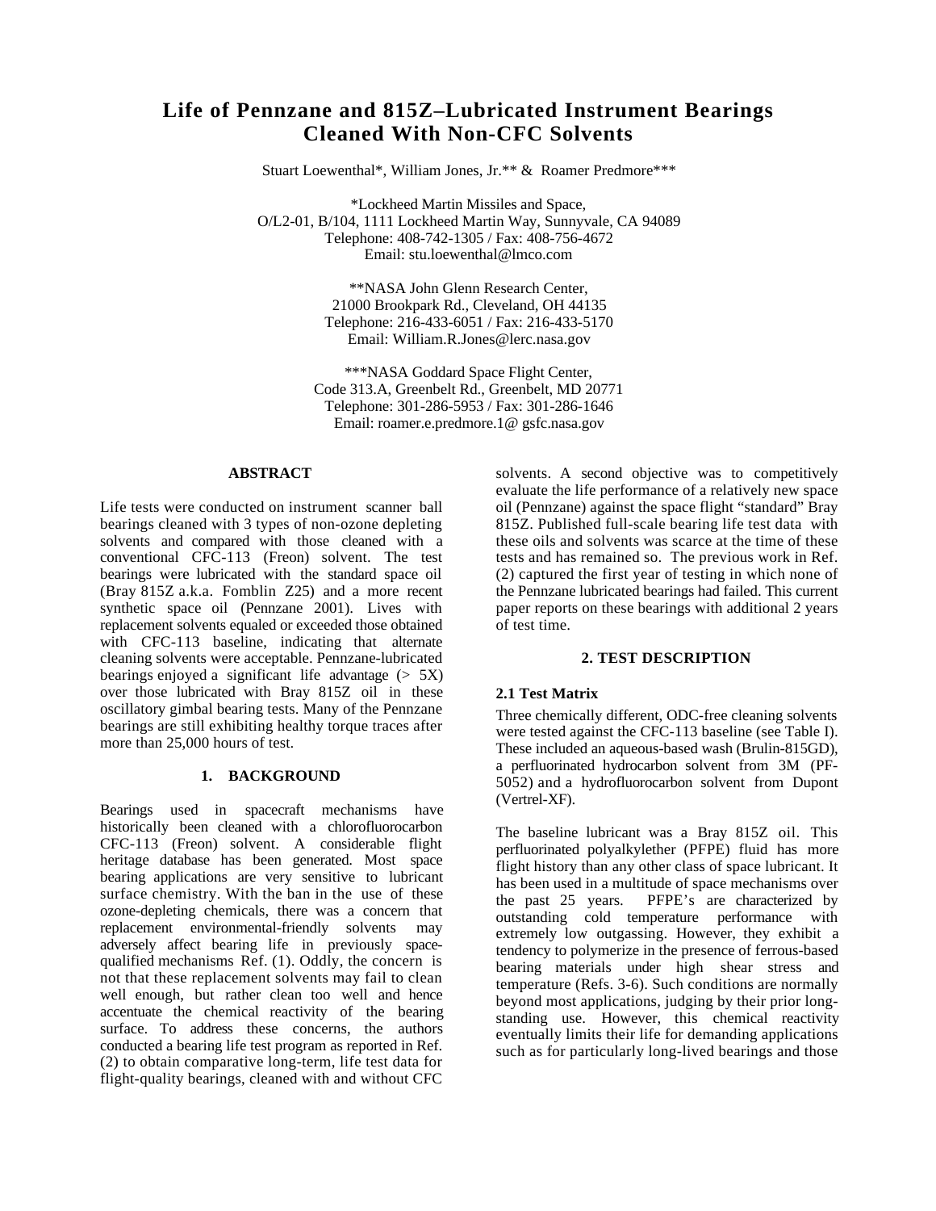# Life of Pennzane and 815Z–Lubricated Instrument Bearings Cleaned With Non-CFC Solvents

Stuart Loewenthal*, William Jones, Jr.** & Roamer Predmore***

*Lockheed Martin Missiles and Space,
O/L2-01, B/104, 1111 Lockheed Martin Way, Sunnyvale, CA 94089
Telephone: 408-742-1305 / Fax: 408-756-4672
Email: stu.loewenthal@lmco.com

**NASA John Glenn Research Center,
21000 Brookpark Rd., Cleveland, OH 44135
Telephone: 216-433-6051 / Fax: 216-433-5170
Email: William.R.Jones@lerc.nasa.gov

***NASA Goddard Space Flight Center,
Code 313.A, Greenbelt Rd., Greenbelt, MD 20771
Telephone: 301-286-5953 / Fax: 301-286-1646
Email: roamer.e.predmore.1@ gsfc.nasa.gov

## ABSTRACT

Life tests were conducted on instrument scanner ball bearings cleaned with 3 types of non-ozone depleting solvents and compared with those cleaned with a conventional CFC-113 (Freon) solvent. The test bearings were lubricated with the standard space oil (Bray 815Z a.k.a. Fomblin Z25) and a more recent synthetic space oil (Pennzane 2001). Lives with replacement solvents equaled or exceeded those obtained with CFC-113 baseline, indicating that alternate cleaning solvents were acceptable. Pennzane-lubricated bearings enjoyed a significant life advantage (> 5X) over those lubricated with Bray 815Z oil in these oscillatory gimbal bearing tests. Many of the Pennzane bearings are still exhibiting healthy torque traces after more than 25,000 hours of test.

## 1. BACKGROUND

Bearings used in spacecraft mechanisms have historically been cleaned with a chlorofluorocarbon CFC-113 (Freon) solvent. A considerable flight heritage database has been generated. Most space bearing applications are very sensitive to lubricant surface chemistry. With the ban in the use of these ozone-depleting chemicals, there was a concern that replacement environmental-friendly solvents may adversely affect bearing life in previously space-qualified mechanisms Ref. (1). Oddly, the concern is not that these replacement solvents may fail to clean well enough, but rather clean too well and hence accentuate the chemical reactivity of the bearing surface. To address these concerns, the authors conducted a bearing life test program as reported in Ref. (2) to obtain comparative long-term, life test data for flight-quality bearings, cleaned with and without CFC solvents. A second objective was to competitively evaluate the life performance of a relatively new space oil (Pennzane) against the space flight "standard" Bray 815Z. Published full-scale bearing life test data with these oils and solvents was scarce at the time of these tests and has remained so. The previous work in Ref. (2) captured the first year of testing in which none of the Pennzane lubricated bearings had failed. This current paper reports on these bearings with additional 2 years of test time.

## 2. TEST DESCRIPTION

### 2.1 Test Matrix

Three chemically different, ODC-free cleaning solvents were tested against the CFC-113 baseline (see Table I). These included an aqueous-based wash (Brulin-815GD), a perfluorinated hydrocarbon solvent from 3M (PF-5052) and a hydrofluorocarbon solvent from Dupont (Vertrel-XF).

The baseline lubricant was a Bray 815Z oil. This perfluorinated polyalkylether (PFPE) fluid has more flight history than any other class of space lubricant. It has been used in a multitude of space mechanisms over the past 25 years. PFPE's are characterized by outstanding cold temperature performance with extremely low outgassing. However, they exhibit a tendency to polymerize in the presence of ferrous-based bearing materials under high shear stress and temperature (Refs. 3-6). Such conditions are normally beyond most applications, judging by their prior long-standing use. However, this chemical reactivity eventually limits their life for demanding applications such as for particularly long-lived bearings and those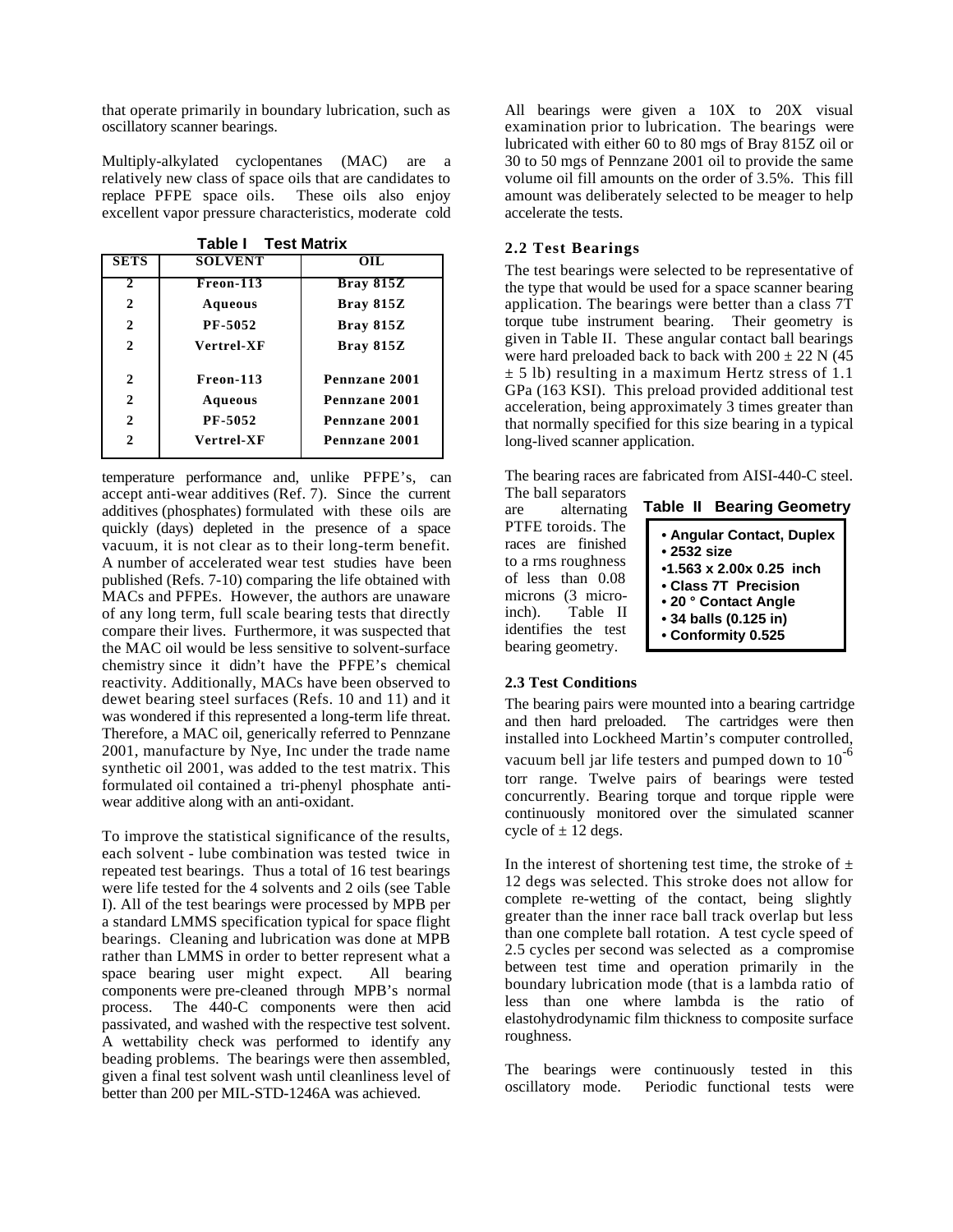that operate primarily in boundary lubrication, such as oscillatory scanner bearings.

Multiply-alkylated cyclopentanes (MAC) are a relatively new class of space oils that are candidates to replace PFPE space oils. These oils also enjoy excellent vapor pressure characteristics, moderate cold temperature performance and, unlike PFPE's, can accept anti-wear additives (Ref. 7). Since the current additives (phosphates) formulated with these oils are quickly (days) depleted in the presence of a space vacuum, it is not clear as to their long-term benefit. A number of accelerated wear test studies have been published (Refs. 7-10) comparing the life obtained with MACs and PFPEs. However, the authors are unaware of any long term, full scale bearing tests that directly compare their lives. Furthermore, it was suspected that the MAC oil would be less sensitive to solvent-surface chemistry since it didn't have the PFPE's chemical reactivity. Additionally, MACs have been observed to dewet bearing steel surfaces (Refs. 10 and 11) and it was wondered if this represented a long-term life threat. Therefore, a MAC oil, generically referred to Pennzane 2001, manufacture by Nye, Inc under the trade name synthetic oil 2001, was added to the test matrix. This formulated oil contained a tri-phenyl phosphate anti-wear additive along with an anti-oxidant.

**Table I Test Matrix**

| SETS | SOLVENT | OIL |
|---|---|---|
| 2 | Freon-113 | Bray 815Z |
| 2 | Aqueous | Bray 815Z |
| 2 | PF-5052 | Bray 815Z |
| 2 | Vertrel-XF | Bray 815Z |
| 2 | Freon-113 | Pennzane 2001 |
| 2 | Aqueous | Pennzane 2001 |
| 2 | PF-5052 | Pennzane 2001 |
| 2 | Vertrel-XF | Pennzane 2001 |

To improve the statistical significance of the results, each solvent - lube combination was tested twice in repeated test bearings. Thus a total of 16 test bearings were life tested for the 4 solvents and 2 oils (see Table I). All of the test bearings were processed by MPB per a standard LMMS specification typical for space flight bearings. Cleaning and lubrication was done at MPB rather than LMMS in order to better represent what a space bearing user might expect. All bearing components were pre-cleaned through MPB's normal process. The 440-C components were then acid passivated, and washed with the respective test solvent. A wettability check was performed to identify any beading problems. The bearings were then assembled, given a final test solvent wash until cleanliness level of better than 200 per MIL-STD-1246A was achieved.

All bearings were given a 10X to 20X visual examination prior to lubrication. The bearings were lubricated with either 60 to 80 mgs of Bray 815Z oil or 30 to 50 mgs of Pennzane 2001 oil to provide the same volume oil fill amounts on the order of 3.5%. This fill amount was deliberately selected to be meager to help accelerate the tests.

## 2.2 Test Bearings

The test bearings were selected to be representative of the type that would be used for a space scanner bearing application. The bearings were better than a class 7T torque tube instrument bearing. Their geometry is given in Table II. These angular contact ball bearings were hard preloaded back to back with 200 ± 22 N (45 ± 5 lb) resulting in a maximum Hertz stress of 1.1 GPa (163 KSI). This preload provided additional test acceleration, being approximately 3 times greater than that normally specified for this size bearing in a typical long-lived scanner application.

The bearing races are fabricated from AISI-440-C steel. The ball separators are alternating PTFE toroids. The races are finished to a rms roughness of less than 0.08 microns (3 micro-inch). Table II identifies the test bearing geometry.

**Table II Bearing Geometry**

- **Angular Contact, Duplex**
- **2532 size**
- **1.563 x 2.00x 0.25 inch**
- **Class 7T Precision**
- **20 ° Contact Angle**
- **34 balls (0.125 in)**
- **Conformity 0.525**

## 2.3 Test Conditions

The bearing pairs were mounted into a bearing cartridge and then hard preloaded. The cartridges were then installed into Lockheed Martin's computer controlled, vacuum bell jar life testers and pumped down to $10^{-6}$ torr range. Twelve pairs of bearings were tested concurrently. Bearing torque and torque ripple were continuously monitored over the simulated scanner cycle of ± 12 degs.

In the interest of shortening test time, the stroke of ± 12 degs was selected. This stroke does not allow for complete re-wetting of the contact, being slightly greater than the inner race ball track overlap but less than one complete ball rotation. A test cycle speed of 2.5 cycles per second was selected as a compromise between test time and operation primarily in the boundary lubrication mode (that is a lambda ratio of less than one where lambda is the ratio of elastohydrodynamic film thickness to composite surface roughness.

The bearings were continuously tested in this oscillatory mode. Periodic functional tests were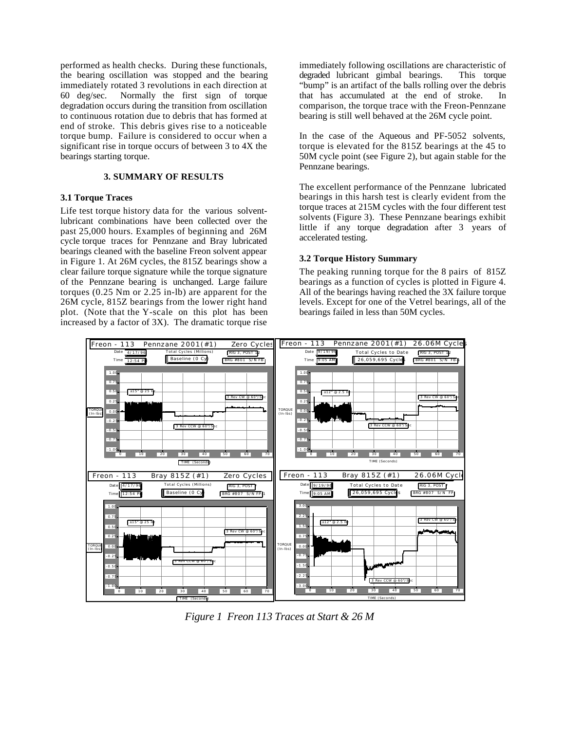performed as health checks. During these functionals, the bearing oscillation was stopped and the bearing immediately rotated 3 revolutions in each direction at 60 deg/sec. Normally the first sign of torque degradation occurs during the transition from oscillation to continuous rotation due to debris that has formed at end of stroke. This debris gives rise to a noticeable torque bump. Failure is considered to occur when a significant rise in torque occurs of between 3 to 4X the bearings starting torque.

## 3. SUMMARY OF RESULTS

### 3.1 Torque Traces

Life test torque history data for the various solvent-lubricant combinations have been collected over the past 25,000 hours. Examples of beginning and 26M cycle torque traces for Pennzane and Bray lubricated bearings cleaned with the baseline Freon solvent appear in Figure 1. At 26M cycles, the 815Z bearings show a clear failure torque signature while the torque signature of the Pennzane bearing is unchanged. Large failure torques (0.25 Nm or 2.25 in-lb) are apparent for the 26M cycle, 815Z bearings from the lower right hand plot. (Note that the Y-scale on this plot has been increased by a factor of 3X). The dramatic torque rise immediately following oscillations are characteristic of degraded lubricant gimbal bearings. This torque "bump" is an artifact of the balls rolling over the debris that has accumulated at the end of stroke. In comparison, the torque trace with the Freon-Pennzane bearing is still well behaved at the 26M cycle point.

In the case of the Aqueous and PF-5052 solvents, torque is elevated for the 815Z bearings at the 45 to 50M cycle point (see Figure 2), but again stable for the Pennzane bearings.

The excellent performance of the Pennzane lubricated bearings in this harsh test is clearly evident from the torque traces at 215M cycles with the four different test solvents (Figure 3). These Pennzane bearings exhibit little if any torque degradation after 3 years of accelerated testing.

### 3.2 Torque History Summary

The peaking running torque for the 8 pairs of 815Z bearings as a function of cycles is plotted in Figure 4. All of the bearings having reached the 3X failure torque levels. Except for one of the Vetrel bearings, all of the bearings failed in less than 50M cycles.

*Figure 1 Freon 113 Traces at Start & 26 M*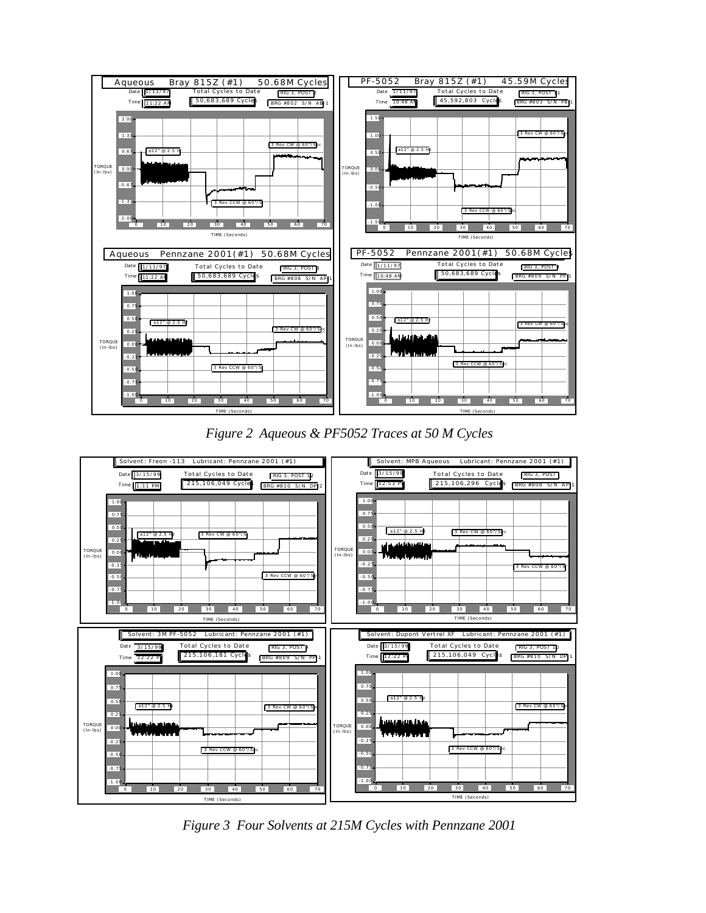*Figure 2 Aqueous & PF5052 Traces at 50 M Cycles*

*Figure 3 Four Solvents at 215M Cycles with Pennzane 2001*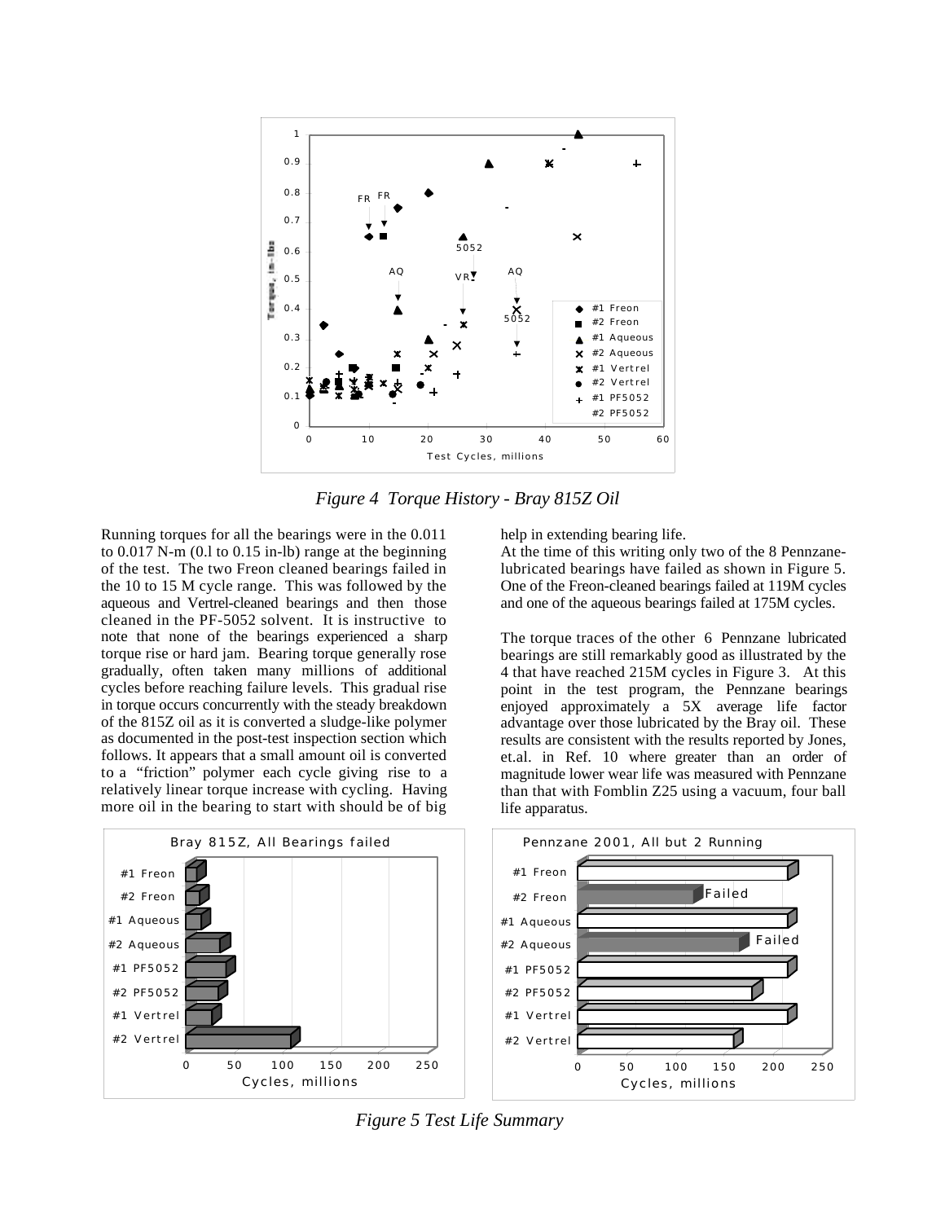*Figure 4 Torque History - Bray 815Z Oil*

Running torques for all the bearings were in the 0.011 to 0.017 N-m (0.l to 0.15 in-lb) range at the beginning of the test. The two Freon cleaned bearings failed in the 10 to 15 M cycle range. This was followed by the aqueous and Vertrel-cleaned bearings and then those cleaned in the PF-5052 solvent. It is instructive to note that none of the bearings experienced a sharp torque rise or hard jam. Bearing torque generally rose gradually, often taken many millions of additional cycles before reaching failure levels. This gradual rise in torque occurs concurrently with the steady breakdown of the 815Z oil as it is converted a sludge-like polymer as documented in the post-test inspection section which follows. It appears that a small amount oil is converted to a "friction" polymer each cycle giving rise to a relatively linear torque increase with cycling. Having more oil in the bearing to start with should be of big help in extending bearing life.

At the time of this writing only two of the 8 Pennzane-lubricated bearings have failed as shown in Figure 5. One of the Freon-cleaned bearings failed at 119M cycles and one of the aqueous bearings failed at 175M cycles.

The torque traces of the other 6 Pennzane lubricated bearings are still remarkably good as illustrated by the 4 that have reached 215M cycles in Figure 3. At this point in the test program, the Pennzane bearings enjoyed approximately a 5X average life factor advantage over those lubricated by the Bray oil. These results are consistent with the results reported by Jones, et.al. in Ref. 10 where greater than an order of magnitude lower wear life was measured with Pennzane than that with Fomblin Z25 using a vacuum, four ball life apparatus.

*Figure 5 Test Life Summary*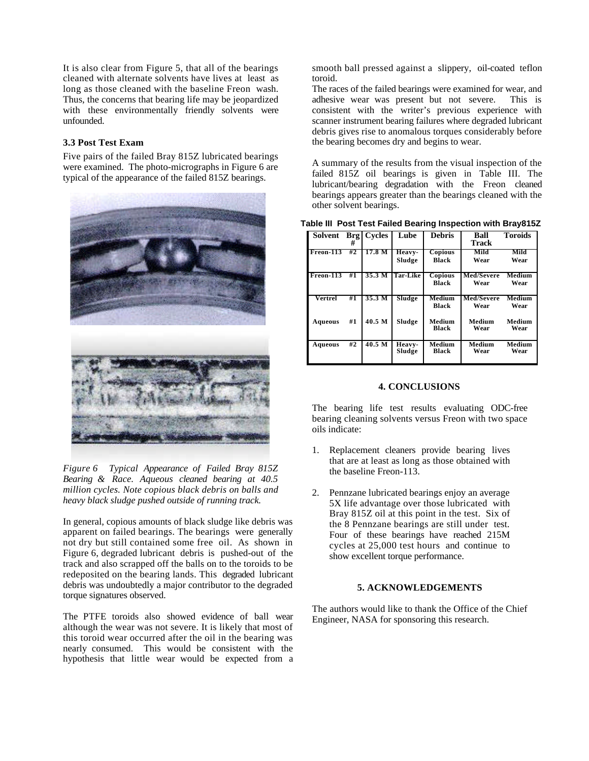It is also clear from Figure 5, that all of the bearings cleaned with alternate solvents have lives at least as long as those cleaned with the baseline Freon wash. Thus, the concerns that bearing life may be jeopardized with these environmentally friendly solvents were unfounded.

### 3.3 Post Test Exam

Five pairs of the failed Bray 815Z lubricated bearings were examined. The photo-micrographs in Figure 6 are typical of the appearance of the failed 815Z bearings.

*Figure 6 Typical Appearance of Failed Bray 815Z Bearing & Race. Aqueous cleaned bearing at 40.5 million cycles. Note copious black debris on balls and heavy black sludge pushed outside of running track.*

In general, copious amounts of black sludge like debris was apparent on failed bearings. The bearings were generally not dry but still contained some free oil. As shown in Figure 6, degraded lubricant debris is pushed-out of the track and also scrapped off the balls on to the toroids to be redeposited on the bearing lands. This degraded lubricant debris was undoubtedly a major contributor to the degraded torque signatures observed.

The PTFE toroids also showed evidence of ball wear although the wear was not severe. It is likely that most of this toroid wear occurred after the oil in the bearing was nearly consumed. This would be consistent with the hypothesis that little wear would be expected from a smooth ball pressed against a slippery, oil-coated teflon toroid.

The races of the failed bearings were examined for wear, and adhesive wear was present but not severe. This is consistent with the writer's previous experience with scanner instrument bearing failures where degraded lubricant debris gives rise to anomalous torques considerably before the bearing becomes dry and begins to wear.

A summary of the results from the visual inspection of the failed 815Z oil bearings is given in Table III. The lubricant/bearing degradation with the Freon cleaned bearings appears greater than the bearings cleaned with the other solvent bearings.

**Table III Post Test Failed Bearing Inspection with Bray815Z**

| Solvent | Brg # | Cycles | Lube | Debris | Ball Track | Toroids |
|---|---|---|---|---|---|---|
| Freon-113 | #2 | 17.8 M | Heavy-Sludge | Copious Black | Mild Wear | Mild Wear |
| Freon-113 | #1 | 35.3 M | Tar-Like | Copious Black | Med/Severe Wear | Medium Wear |
| Vertrel | #1 | 35.3 M | Sludge | Medium Black | Med/Severe Wear | Medium Wear |
| Aqueous | #1 | 40.5 M | Sludge | Medium Black | Medium Wear | Medium Wear |
| Aqueous | #2 | 40.5 M | Heavy-Sludge | Medium Black | Medium Wear | Medium Wear |

## 4. CONCLUSIONS

The bearing life test results evaluating ODC-free bearing cleaning solvents versus Freon with two space oils indicate:

1. Replacement cleaners provide bearing lives that are at least as long as those obtained with the baseline Freon-113.
2. Pennzane lubricated bearings enjoy an average 5X life advantage over those lubricated with Bray 815Z oil at this point in the test. Six of the 8 Pennzane bearings are still under test. Four of these bearings have reached 215M cycles at 25,000 test hours and continue to show excellent torque performance.

## 5. ACKNOWLEDGEMENTS

The authors would like to thank the Office of the Chief Engineer, NASA for sponsoring this research.